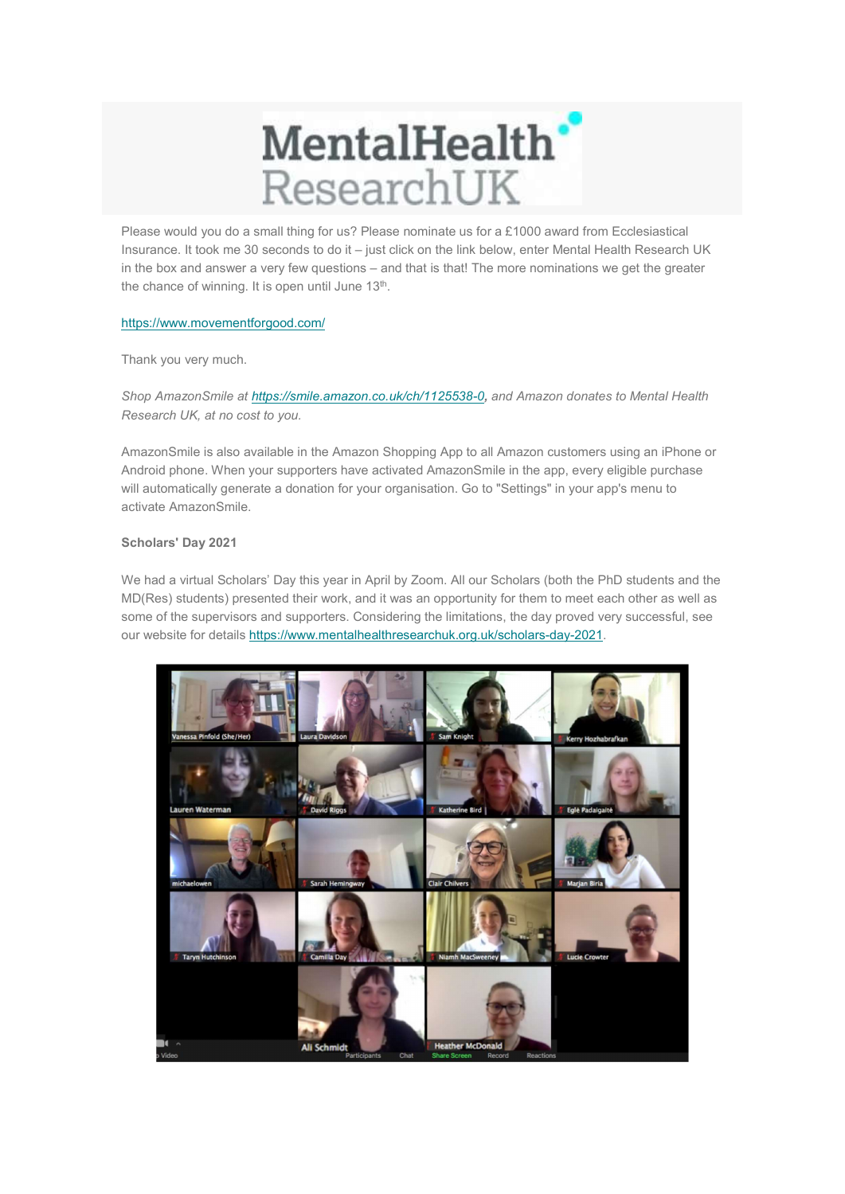# MentalHealth ResearchUK

Please would you do a small thing for us? Please nominate us for a £1000 award from Ecclesiastical Insurance. It took me 30 seconds to do it – just click on the link below, enter Mental Health Research UK in the box and answer a very few questions – and that is that! The more nominations we get the greater the chance of winning. It is open until June 13th.

https://www.movementforgood.com/

Thank you very much.

*Shop AmazonSmile at https://smile.amazon.co.uk/ch/1125538-0, and Amazon donates to Mental Health Research UK, at no cost to you.*

AmazonSmile is also available in the Amazon Shopping App to all Amazon customers using an iPhone or Android phone. When your supporters have activated AmazonSmile in the app, every eligible purchase will automatically generate a donation for your organisation. Go to "Settings" in your app's menu to activate AmazonSmile.

**Scholars' Day 2021**

We had a virtual Scholars' Day this year in April by Zoom. All our Scholars (both the PhD students and the MD(Res) students) presented their work, and it was an opportunity for them to meet each other as well as some of the supervisors and supporters. Considering the limitations, the day proved very successful, see our website for details https://www.mentalhealthresearchuk.org.uk/scholars-day-2021.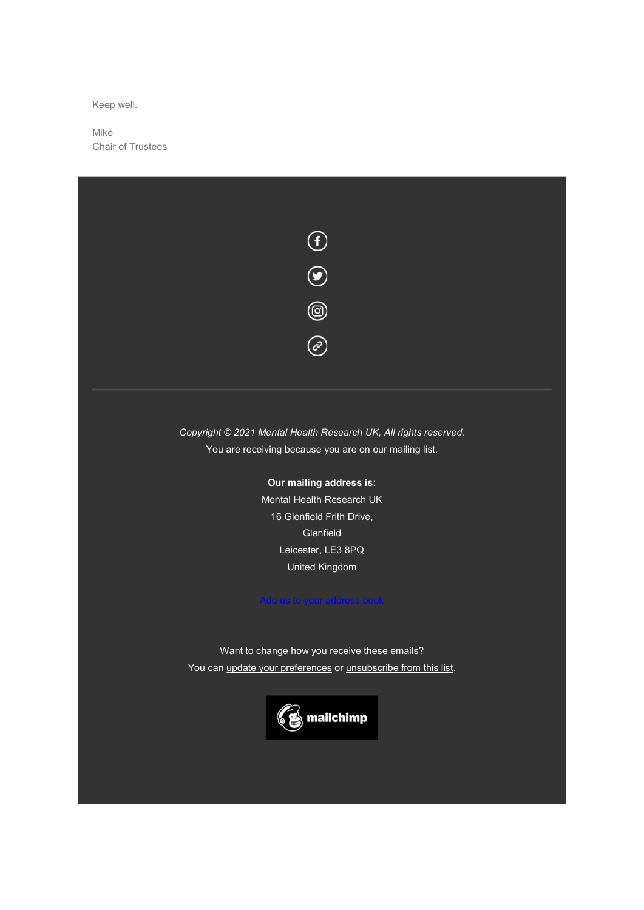Keep well.

Mike
Chair of Trustees

*Copyright © 2021 Mental Health Research UK, All rights reserved.*
You are receiving because you are on our mailing list.

**Our mailing address is:**
Mental Health Research UK
16 Glenfield Frith Drive,
Glenfield
Leicester, LE3 8PQ
United Kingdom

Add us to your address book

Want to change how you receive these emails?
You can update your preferences or unsubscribe from this list.